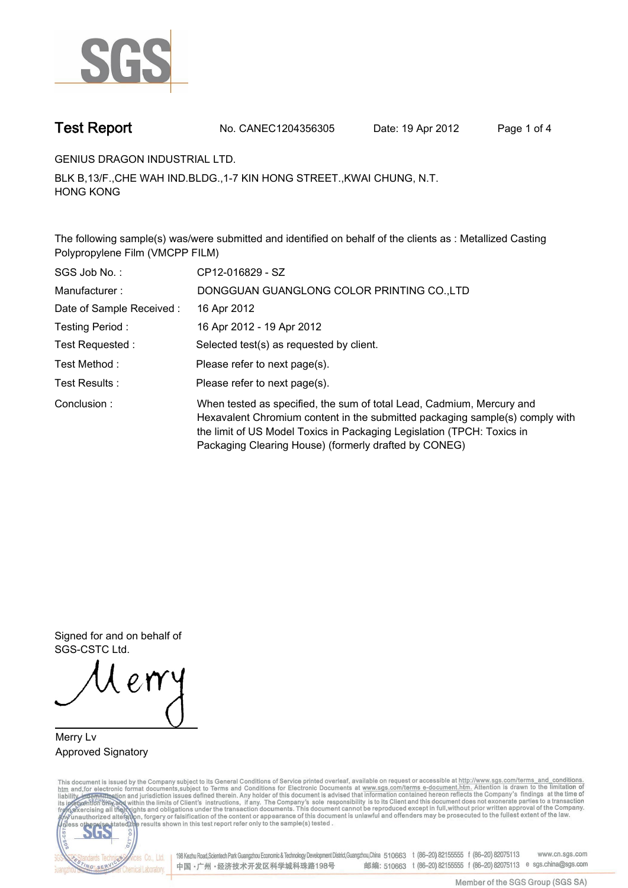# Test Report

No. CANEC1204356305 Date: 19 Apr 2012

GENIUS DRAGON INDUSTRIAL LTD.

BLK B,13/F.,CHE WAH IND.BLDG.,1-7 KIN HONG STREET.,KWAI CHUNG, N.T.
HONG KONG

The following sample(s) was/were submitted and identified on behalf of the clients as : Metallized Casting Polypropylene Film (VMCPP FILM)

| | |
|---|---|
| SGS Job No. : | CP12-016829 - SZ |
| Manufacturer : | DONGGUAN GUANGLONG COLOR PRINTING CO.,LTD |
| Date of Sample Received : | 16 Apr 2012 |
| Testing Period : | 16 Apr 2012 - 19 Apr 2012 |
| Test Requested : | Selected test(s) as requested by client. |
| Test Method : | Please refer to next page(s). |
| Test Results : | Please refer to next page(s). |
| Conclusion : | When tested as specified, the sum of total Lead, Cadmium, Mercury and Hexavalent Chromium content in the submitted packaging sample(s) comply with the limit of US Model Toxics in Packaging Legislation (TPCH: Toxics in Packaging Clearing House) (formerly drafted by CONEG) |

Signed for and on behalf of
SGS-CSTC Ltd.

Merry Lv
Approved Signatory

This document is issued by the Company subject to its General Conditions of Service printed overleaf, available on request or accessible at http://www.sgs.com/terms_and_conditions.htm and,for electronic format documents,subject to Terms and Conditions for Electronic Documents at www.sgs.com/terms_e-document.htm. Attention is drawn to the limitation of liability, indemnification and jurisdiction issues defined therein. Any holder of this document is advised that information contained hereon reflects the Company's findings at the time of its intervention only and within the limits of Client's instructions, if any. The Company's sole responsibility is to its Client and this document does not exonerate parties to a transaction from exercising all their rights and obligations under the transaction documents. This document cannot be reproduced except in full,without prior written approval of the Company. Any unauthorized alteration, forgery or falsification of the content or appearance of this document is unlawful and offenders may be prosecuted to the fullest extent of the law. Unless otherwise stated the results shown in this test report refer only to the sample(s) tested .

198 Kezhu Road,Scientech Park Guangzhou Economic & Technology Development District,Guangzhou,China 510663 t (86–20) 82155555 f (86–20) 82075113 www.cn.sgs.com
中国·广州·经济技术开发区科学城科珠路198号 邮编: 510663 t (86–20) 82155555 f (86–20) 82075113 e sgs.china@sgs.com

Member of the SGS Group (SGS SA)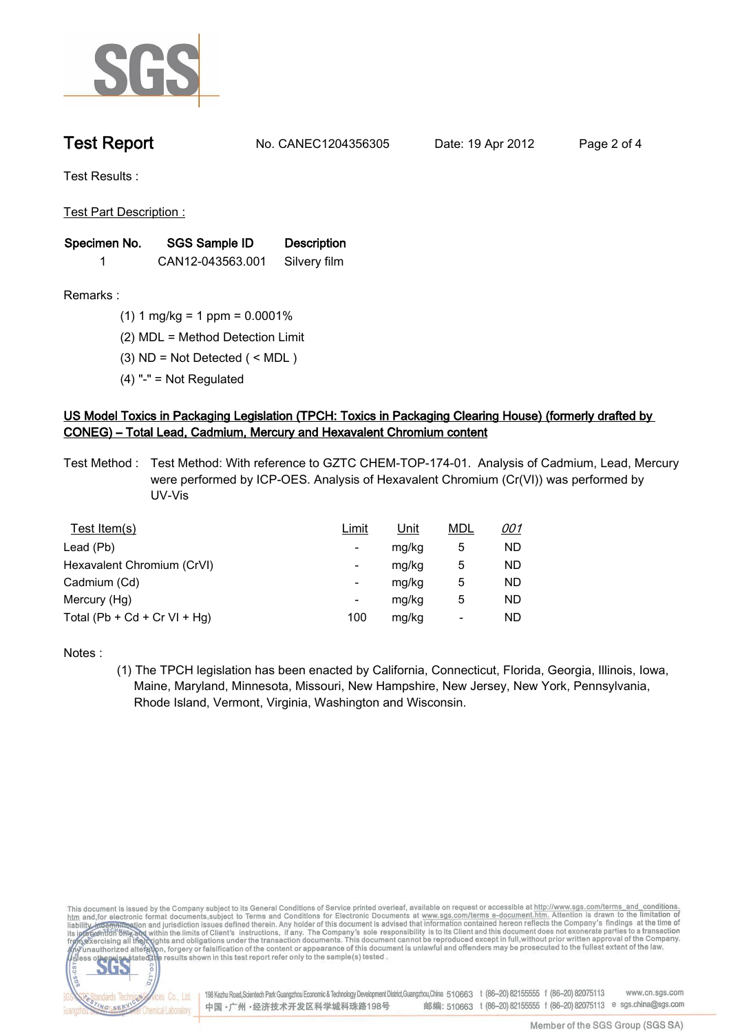Test Report    No. CANEC1204356305    Date: 19 Apr 2012

Test Results :

Test Part Description :

| Specimen No. | SGS Sample ID | Description |
|---|---|---|
| 1 | CAN12-043563.001 | Silvery film |

Remarks :

(1) 1 mg/kg = 1 ppm = 0.0001%

(2) MDL = Method Detection Limit

(3) ND = Not Detected ( < MDL )

(4) "-" = Not Regulated

## US Model Toxics in Packaging Legislation (TPCH: Toxics in Packaging Clearing House) (formerly drafted by CONEG) – Total Lead, Cadmium, Mercury and Hexavalent Chromium content

Test Method : Test Method: With reference to GZTC CHEM-TOP-174-01. Analysis of Cadmium, Lead, Mercury were performed by ICP-OES. Analysis of Hexavalent Chromium (Cr(VI)) was performed by UV-Vis

| Test Item(s) | Limit | Unit | MDL | *001* |
|---|---|---|---|---|
| Lead (Pb) | - | mg/kg | 5 | ND |
| Hexavalent Chromium (CrVI) | - | mg/kg | 5 | ND |
| Cadmium (Cd) | - | mg/kg | 5 | ND |
| Mercury (Hg) | - | mg/kg | 5 | ND |
| Total (Pb + Cd + Cr VI + Hg) | 100 | mg/kg | - | ND |

Notes :

(1) The TPCH legislation has been enacted by California, Connecticut, Florida, Georgia, Illinois, Iowa, Maine, Maryland, Minnesota, Missouri, New Hampshire, New Jersey, New York, Pennsylvania, Rhode Island, Vermont, Virginia, Washington and Wisconsin.

This document is issued by the Company subject to its General Conditions of Service printed overleaf, available on request or accessible at http://www.sgs.com/terms_and_conditions.htm and, for electronic format documents, subject to Terms and Conditions for Electronic Documents at www.sgs.com/terms_e-document.htm. Attention is drawn to the limitation of liability, indemnification and jurisdiction issues defined therein. Any holder of this document is advised that information contained hereon reflects the Company's findings at the time of its intervention only and within the limits of Client's instructions, if any. The Company's sole responsibility is to its Client and this document does not exonerate parties to a transaction from exercising all their rights and obligations under the transaction documents. This document cannot be reproduced except in full, without prior written approval of the Company. Any unauthorized alteration, forgery or falsification of the content or appearance of this document is unlawful and offenders may be prosecuted to the fullest extent of the law. Unless otherwise stated the results shown in this test report refer only to the sample(s) tested.

198 Kezhu Road, Scientech Park Guangzhou Economic & Technology Development District, Guangzhou, China 510663 t (86–20) 82155555 f (86–20) 82075113 www.cn.sgs.com

中国・广州・经济技术开发区科学城科珠路198号 邮编: 510663 t (86–20) 82155555 f (86–20) 82075113 e sgs.china@sgs.com

Member of the SGS Group (SGS SA)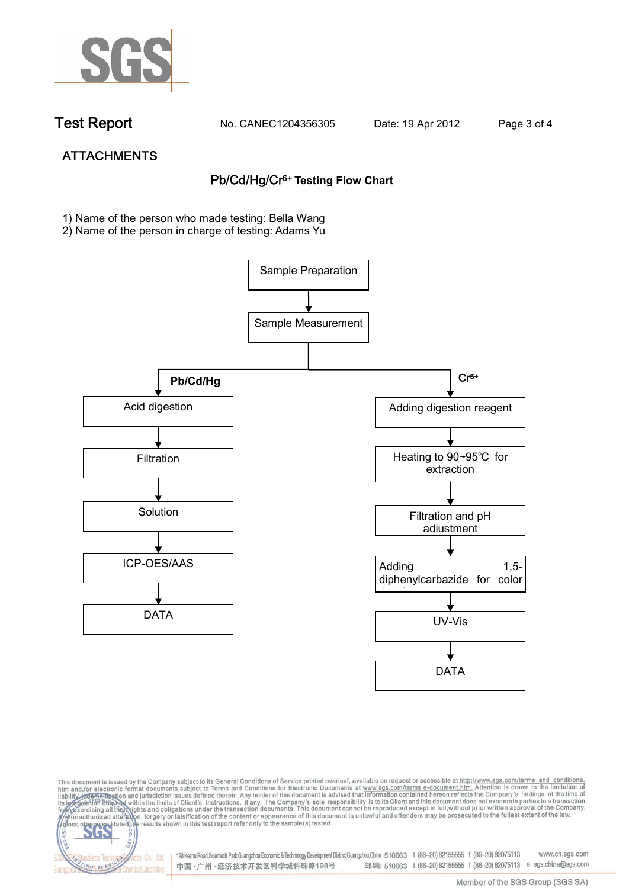**Test Report** No. CANEC1204356305 Date: 19 Apr 2012

## ATTACHMENTS

### $Pb/Cd/Hg/Cr^{6+}$ Testing Flow Chart

1) Name of the person who made testing: Bella Wang
2) Name of the person in charge of testing: Adams Yu

Sample Preparation → Sample Measurement

**Pb/Cd/Hg:**

Acid digestion → Filtration → Solution → ICP-OES/AAS → DATA

**$Cr^{6+}$:**

Adding digestion reagent → Heating to 90~95℃ for extraction → Filtration and pH adjustment → Adding 1,5-diphenylcarbazide for color → UV-Vis → DATA

This document is issued by the Company subject to its General Conditions of Service printed overleaf, available on request or accessible at http://www.sgs.com/terms_and_conditions.htm and,for electronic format documents,subject to Terms and Conditions for Electronic Documents at www.sgs.com/terms_e-document.htm. Attention is drawn to the limitation of liability, indemnification and jurisdiction issues defined therein. Any holder of this document is advised that information contained hereon reflects the Company's findings at the time of its intervention only and within the limits of Client's instructions, if any. The Company's sole responsibility is to its Client and this document does not exonerate parties to a transaction from exercising all their rights and obligations under the transaction documents. This document cannot be reproduced except in full,without prior written approval of the Company. Any unauthorized alteration, forgery or falsification of the content or appearance of this document is unlawful and offenders may be prosecuted to the fullest extent of the law. Unless otherwise stated the results shown in this test report refer only to the sample(s) tested .

198 Kezhu Road,Scientech Park Guangzhou Economic & Technology Development District,Guangzhou,China 510663 t (86–20) 82155555 f (86–20) 82075113 www.cn.sgs.com
中国・广州・经济技术开发区科学城科珠路198号 邮编: 510663 t (86–20) 82155555 f (86–20) 82075113 e sgs.china@sgs.com

Member of the SGS Group (SGS SA)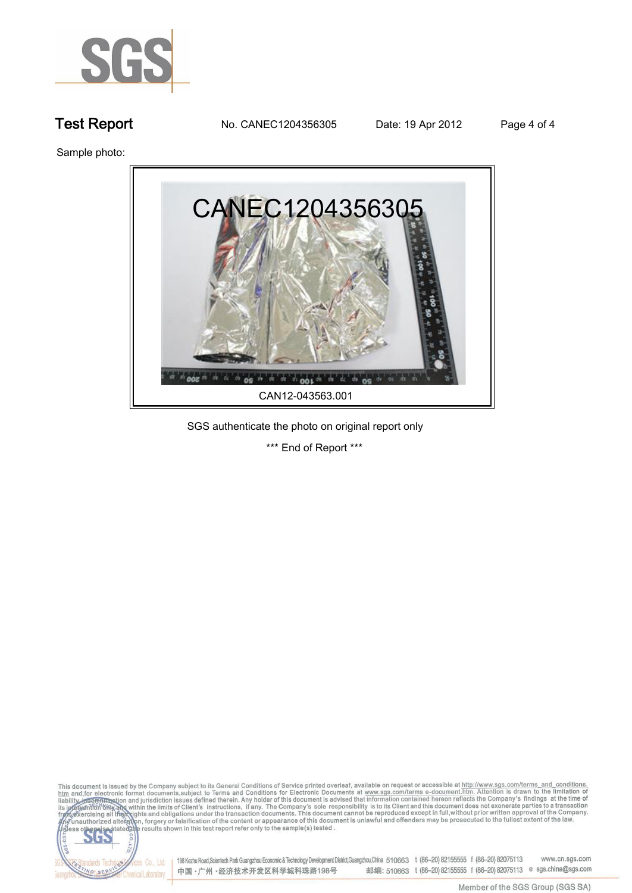# Test Report

No. CANEC1204356305    Date: 19 Apr 2012

Sample photo:

CANEC1204356305

CAN12-043563.001

SGS authenticate the photo on original report only

*** End of Report ***

This document is issued by the Company subject to its General Conditions of Service printed overleaf, available on request or accessible at http://www.sgs.com/terms_and_conditions.htm and, for electronic format documents, subject to Terms and Conditions for Electronic Documents at www.sgs.com/terms_e-document.htm. Attention is drawn to the limitation of liability, indemnification and jurisdiction issues defined therein. Any holder of this document is advised that information contained hereon reflects the Company's findings at the time of its intervention only and within the limits of Client's instructions, if any. The Company's sole responsibility is to its Client and this document does not exonerate parties to a transaction from exercising all their rights and obligations under the transaction documents. This document cannot be reproduced except in full, without prior written approval of the Company. Any unauthorized alteration, forgery or falsification of the content or appearance of this document is unlawful and offenders may be prosecuted to the fullest extent of the law. Unless otherwise stated the results shown in this test report refer only to the sample(s) tested .

198 Kezhu Road,Scientech Park Guangzhou Economic & Technology Development District,Guangzhou,China 510663 t (86–20) 82155555 f (86–20) 82075113 www.cn.sgs.com
中国・广州・经济技术开发区科学城科珠路198号 邮编: 510663 t (86–20) 82155555 f (86–20) 82075113 e sgs.china@sgs.com

Member of the SGS Group (SGS SA)